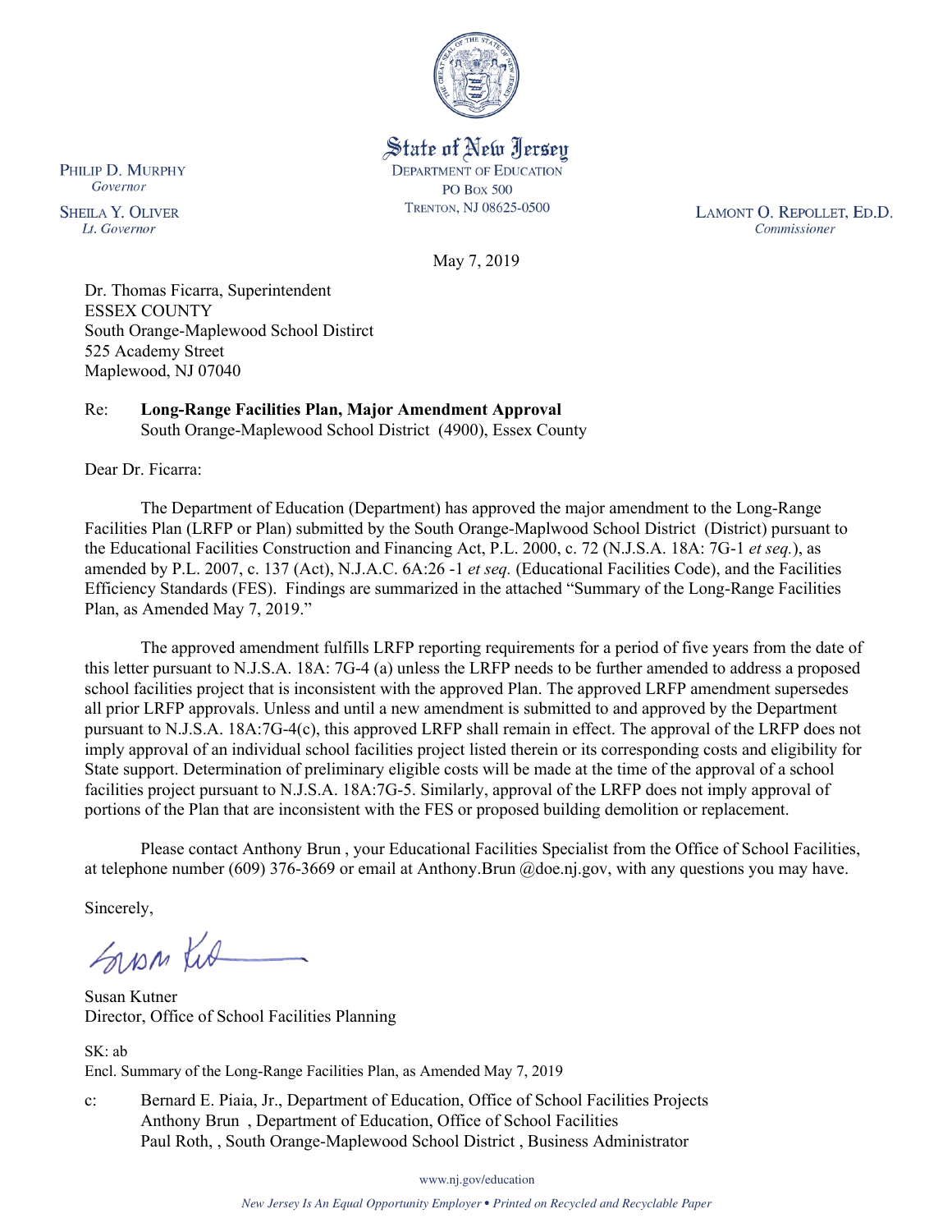State of New Jersey
DEPARTMENT OF EDUCATION
PO Box 500
TRENTON, NJ 08625-0500

PHILIP D. MURPHY
*Governor*

SHEILA Y. OLIVER
*Lt. Governor*

LAMONT O. REPOLLET, ED.D.
*Commissioner*

May 7, 2019

Dr. Thomas Ficarra, Superintendent
ESSEX COUNTY
South Orange-Maplewood School Distirct
525 Academy Street
Maplewood, NJ 07040

Re: **Long-Range Facilities Plan, Major Amendment Approval**
South Orange-Maplewood School District (4900), Essex County

Dear Dr. Ficarra:

The Department of Education (Department) has approved the major amendment to the Long-Range Facilities Plan (LRFP or Plan) submitted by the South Orange-Maplwood School District (District) pursuant to the Educational Facilities Construction and Financing Act, P.L. 2000, c. 72 (N.J.S.A. 18A: 7G-1 *et seq.*), as amended by P.L. 2007, c. 137 (Act), N.J.A.C. 6A:26 -1 *et seq.* (Educational Facilities Code), and the Facilities Efficiency Standards (FES). Findings are summarized in the attached "Summary of the Long-Range Facilities Plan, as Amended May 7, 2019."

The approved amendment fulfills LRFP reporting requirements for a period of five years from the date of this letter pursuant to N.J.S.A. 18A: 7G-4 (a) unless the LRFP needs to be further amended to address a proposed school facilities project that is inconsistent with the approved Plan. The approved LRFP amendment supersedes all prior LRFP approvals. Unless and until a new amendment is submitted to and approved by the Department pursuant to N.J.S.A. 18A:7G-4(c), this approved LRFP shall remain in effect. The approval of the LRFP does not imply approval of an individual school facilities project listed therein or its corresponding costs and eligibility for State support. Determination of preliminary eligible costs will be made at the time of the approval of a school facilities project pursuant to N.J.S.A. 18A:7G-5. Similarly, approval of the LRFP does not imply approval of portions of the Plan that are inconsistent with the FES or proposed building demolition or replacement.

Please contact Anthony Brun , your Educational Facilities Specialist from the Office of School Facilities, at telephone number (609) 376-3669 or email at Anthony.Brun @doe.nj.gov, with any questions you may have.

Sincerely,

Susan Kutner
Director, Office of School Facilities Planning

SK: ab
Encl. Summary of the Long-Range Facilities Plan, as Amended May 7, 2019

c: Bernard E. Piaia, Jr., Department of Education, Office of School Facilities Projects
Anthony Brun , Department of Education, Office of School Facilities
Paul Roth, , South Orange-Maplewood School District , Business Administrator

www.nj.gov/education

*New Jersey Is An Equal Opportunity Employer • Printed on Recycled and Recyclable Paper*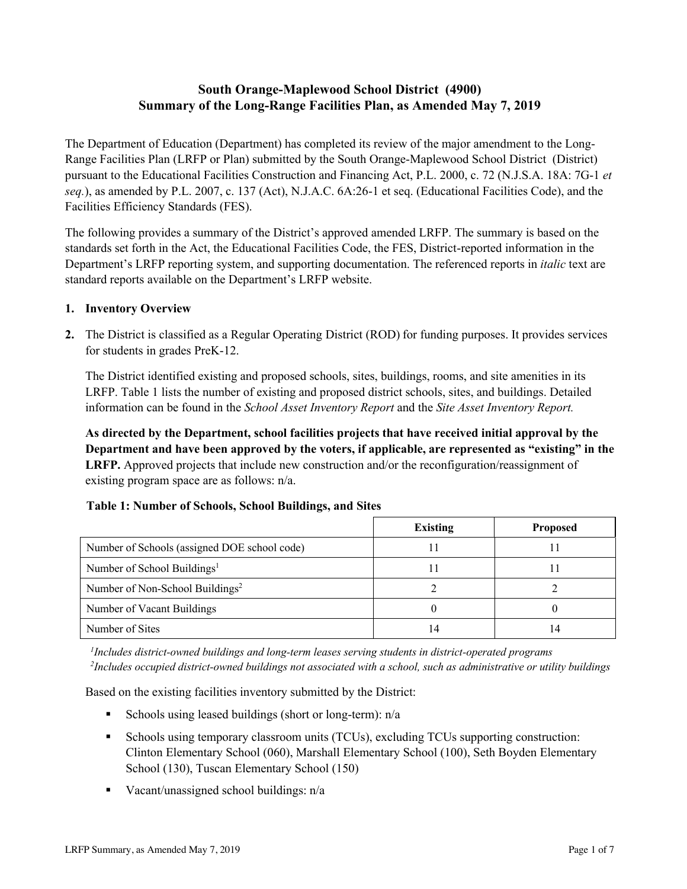# South Orange-Maplewood School District (4900)
# Summary of the Long-Range Facilities Plan, as Amended May 7, 2019

The Department of Education (Department) has completed its review of the major amendment to the Long-Range Facilities Plan (LRFP or Plan) submitted by the South Orange-Maplewood School District (District) pursuant to the Educational Facilities Construction and Financing Act, P.L. 2000, c. 72 (N.J.S.A. 18A: 7G-1 *et seq.*), as amended by P.L. 2007, c. 137 (Act), N.J.A.C. 6A:26-1 et seq. (Educational Facilities Code), and the Facilities Efficiency Standards (FES).

The following provides a summary of the District's approved amended LRFP. The summary is based on the standards set forth in the Act, the Educational Facilities Code, the FES, District-reported information in the Department's LRFP reporting system, and supporting documentation. The referenced reports in *italic* text are standard reports available on the Department's LRFP website.

**1. Inventory Overview**

**2.** The District is classified as a Regular Operating District (ROD) for funding purposes. It provides services for students in grades PreK-12.

The District identified existing and proposed schools, sites, buildings, rooms, and site amenities in its LRFP. Table 1 lists the number of existing and proposed district schools, sites, and buildings. Detailed information can be found in the *School Asset Inventory Report* and the *Site Asset Inventory Report.*

**As directed by the Department, school facilities projects that have received initial approval by the Department and have been approved by the voters, if applicable, are represented as "existing" in the LRFP.** Approved projects that include new construction and/or the reconfiguration/reassignment of existing program space are as follows: n/a.

**Table 1: Number of Schools, School Buildings, and Sites**

| | Existing | Proposed |
|---|---|---|
| Number of Schools (assigned DOE school code) | 11 | 11 |
| Number of School Buildings[1] | 11 | 11 |
| Number of Non-School Buildings[2] | 2 | 2 |
| Number of Vacant Buildings | 0 | 0 |
| Number of Sites | 14 | 14 |

*[1]Includes district-owned buildings and long-term leases serving students in district-operated programs*
*[2]Includes occupied district-owned buildings not associated with a school, such as administrative or utility buildings*

Based on the existing facilities inventory submitted by the District:

- Schools using leased buildings (short or long-term): n/a
- Schools using temporary classroom units (TCUs), excluding TCUs supporting construction: Clinton Elementary School (060), Marshall Elementary School (100), Seth Boyden Elementary School (130), Tuscan Elementary School (150)
- Vacant/unassigned school buildings: n/a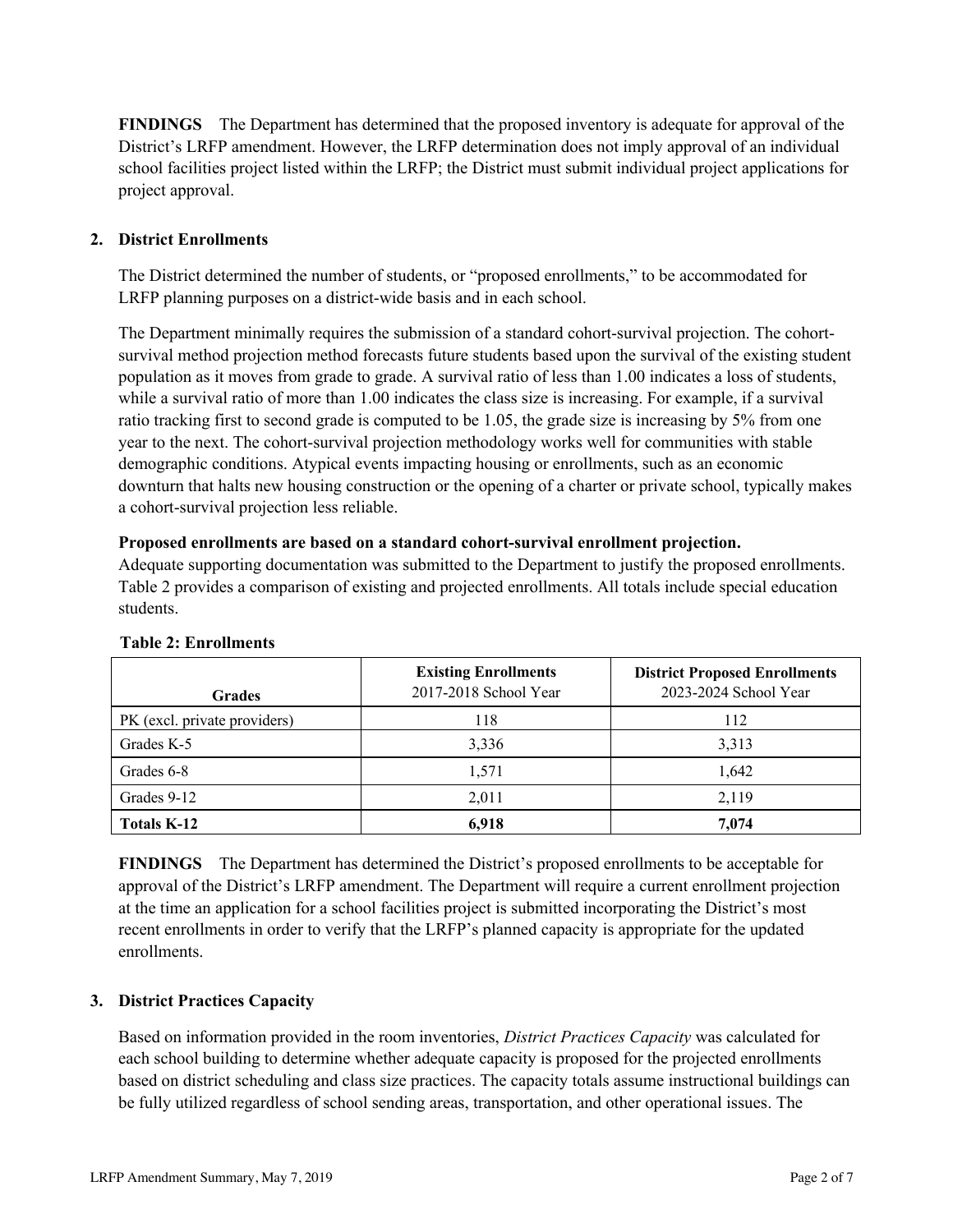**FINDINGS** The Department has determined that the proposed inventory is adequate for approval of the District's LRFP amendment. However, the LRFP determination does not imply approval of an individual school facilities project listed within the LRFP; the District must submit individual project applications for project approval.

## 2. District Enrollments

The District determined the number of students, or "proposed enrollments," to be accommodated for LRFP planning purposes on a district-wide basis and in each school.

The Department minimally requires the submission of a standard cohort-survival projection. The cohort-survival method projection method forecasts future students based upon the survival of the existing student population as it moves from grade to grade. A survival ratio of less than 1.00 indicates a loss of students, while a survival ratio of more than 1.00 indicates the class size is increasing. For example, if a survival ratio tracking first to second grade is computed to be 1.05, the grade size is increasing by 5% from one year to the next. The cohort-survival projection methodology works well for communities with stable demographic conditions. Atypical events impacting housing or enrollments, such as an economic downturn that halts new housing construction or the opening of a charter or private school, typically makes a cohort-survival projection less reliable.

**Proposed enrollments are based on a standard cohort-survival enrollment projection.**
Adequate supporting documentation was submitted to the Department to justify the proposed enrollments. Table 2 provides a comparison of existing and projected enrollments. All totals include special education students.

**Table 2: Enrollments**

| Grades | **Existing Enrollments** 2017-2018 School Year | **District Proposed Enrollments** 2023-2024 School Year |
|---|---|---|
| PK (excl. private providers) | 118 | 112 |
| Grades K-5 | 3,336 | 3,313 |
| Grades 6-8 | 1,571 | 1,642 |
| Grades 9-12 | 2,011 | 2,119 |
| **Totals K-12** | **6,918** | **7,074** |

**FINDINGS** The Department has determined the District's proposed enrollments to be acceptable for approval of the District's LRFP amendment. The Department will require a current enrollment projection at the time an application for a school facilities project is submitted incorporating the District's most recent enrollments in order to verify that the LRFP's planned capacity is appropriate for the updated enrollments.

## 3. District Practices Capacity

Based on information provided in the room inventories, *District Practices Capacity* was calculated for each school building to determine whether adequate capacity is proposed for the projected enrollments based on district scheduling and class size practices. The capacity totals assume instructional buildings can be fully utilized regardless of school sending areas, transportation, and other operational issues. The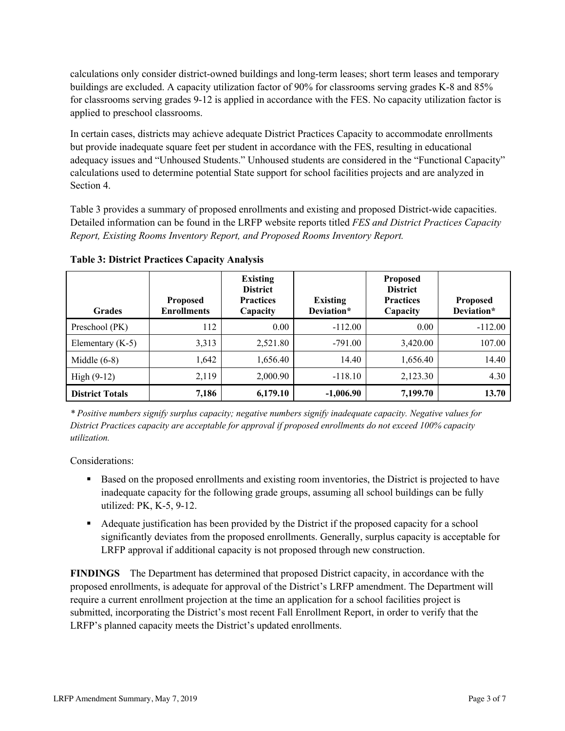calculations only consider district-owned buildings and long-term leases; short term leases and temporary buildings are excluded. A capacity utilization factor of 90% for classrooms serving grades K-8 and 85% for classrooms serving grades 9-12 is applied in accordance with the FES. No capacity utilization factor is applied to preschool classrooms.

In certain cases, districts may achieve adequate District Practices Capacity to accommodate enrollments but provide inadequate square feet per student in accordance with the FES, resulting in educational adequacy issues and "Unhoused Students." Unhoused students are considered in the "Functional Capacity" calculations used to determine potential State support for school facilities projects and are analyzed in Section 4.

Table 3 provides a summary of proposed enrollments and existing and proposed District-wide capacities. Detailed information can be found in the LRFP website reports titled *FES and District Practices Capacity Report, Existing Rooms Inventory Report, and Proposed Rooms Inventory Report.*

**Table 3: District Practices Capacity Analysis**

| Grades | Proposed Enrollments | Existing District Practices Capacity | Existing Deviation* | Proposed District Practices Capacity | Proposed Deviation* |
|---|---|---|---|---|---|
| Preschool (PK) | 112 | 0.00 | -112.00 | 0.00 | -112.00 |
| Elementary (K-5) | 3,313 | 2,521.80 | -791.00 | 3,420.00 | 107.00 |
| Middle (6-8) | 1,642 | 1,656.40 | 14.40 | 1,656.40 | 14.40 |
| High (9-12) | 2,119 | 2,000.90 | -118.10 | 2,123.30 | 4.30 |
| **District Totals** | **7,186** | **6,179.10** | **-1,006.90** | **7,199.70** | **13.70** |

*\* Positive numbers signify surplus capacity; negative numbers signify inadequate capacity. Negative values for District Practices capacity are acceptable for approval if proposed enrollments do not exceed 100% capacity utilization.*

Considerations:

- Based on the proposed enrollments and existing room inventories, the District is projected to have inadequate capacity for the following grade groups, assuming all school buildings can be fully utilized: PK, K-5, 9-12.
- Adequate justification has been provided by the District if the proposed capacity for a school significantly deviates from the proposed enrollments. Generally, surplus capacity is acceptable for LRFP approval if additional capacity is not proposed through new construction.

**FINDINGS** The Department has determined that proposed District capacity, in accordance with the proposed enrollments, is adequate for approval of the District's LRFP amendment. The Department will require a current enrollment projection at the time an application for a school facilities project is submitted, incorporating the District's most recent Fall Enrollment Report, in order to verify that the LRFP's planned capacity meets the District's updated enrollments.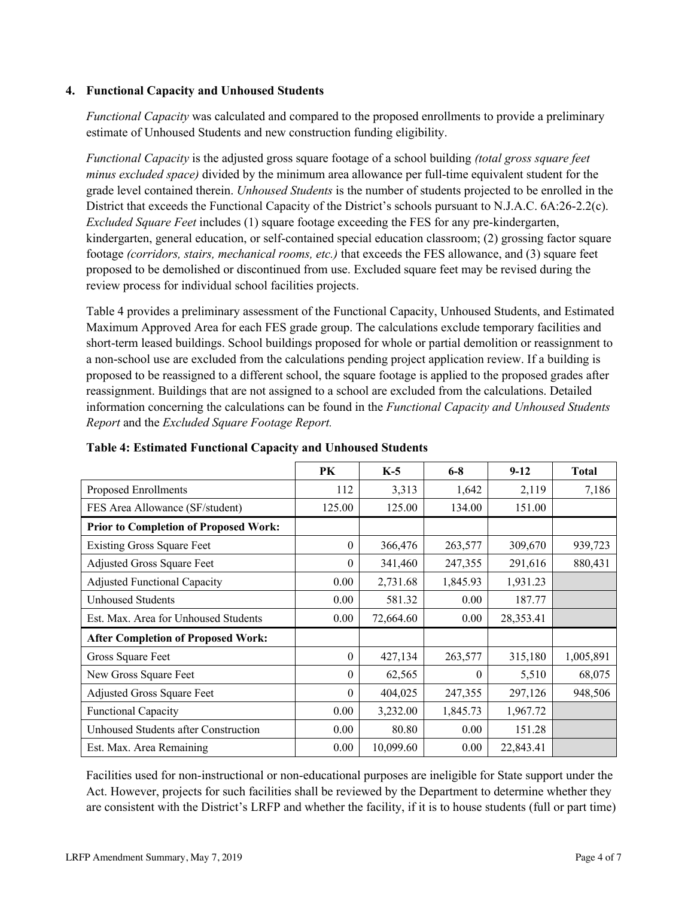### 4. Functional Capacity and Unhoused Students

*Functional Capacity* was calculated and compared to the proposed enrollments to provide a preliminary estimate of Unhoused Students and new construction funding eligibility.

*Functional Capacity* is the adjusted gross square footage of a school building *(total gross square feet minus excluded space)* divided by the minimum area allowance per full-time equivalent student for the grade level contained therein. *Unhoused Students* is the number of students projected to be enrolled in the District that exceeds the Functional Capacity of the District's schools pursuant to N.J.A.C. 6A:26-2.2(c). *Excluded Square Feet* includes (1) square footage exceeding the FES for any pre-kindergarten, kindergarten, general education, or self-contained special education classroom; (2) grossing factor square footage *(corridors, stairs, mechanical rooms, etc.)* that exceeds the FES allowance, and (3) square feet proposed to be demolished or discontinued from use. Excluded square feet may be revised during the review process for individual school facilities projects.

Table 4 provides a preliminary assessment of the Functional Capacity, Unhoused Students, and Estimated Maximum Approved Area for each FES grade group. The calculations exclude temporary facilities and short-term leased buildings. School buildings proposed for whole or partial demolition or reassignment to a non-school use are excluded from the calculations pending project application review. If a building is proposed to be reassigned to a different school, the square footage is applied to the proposed grades after reassignment. Buildings that are not assigned to a school are excluded from the calculations. Detailed information concerning the calculations can be found in the *Functional Capacity and Unhoused Students Report* and the *Excluded Square Footage Report.*

**Table 4: Estimated Functional Capacity and Unhoused Students**

| | PK | K-5 | 6-8 | 9-12 | Total |
|---|---|---|---|---|---|
| Proposed Enrollments | 112 | 3,313 | 1,642 | 2,119 | 7,186 |
| FES Area Allowance (SF/student) | 125.00 | 125.00 | 134.00 | 151.00 | |
| **Prior to Completion of Proposed Work:** | | | | | |
| Existing Gross Square Feet | 0 | 366,476 | 263,577 | 309,670 | 939,723 |
| Adjusted Gross Square Feet | 0 | 341,460 | 247,355 | 291,616 | 880,431 |
| Adjusted Functional Capacity | 0.00 | 2,731.68 | 1,845.93 | 1,931.23 | |
| Unhoused Students | 0.00 | 581.32 | 0.00 | 187.77 | |
| Est. Max. Area for Unhoused Students | 0.00 | 72,664.60 | 0.00 | 28,353.41 | |
| **After Completion of Proposed Work:** | | | | | |
| Gross Square Feet | 0 | 427,134 | 263,577 | 315,180 | 1,005,891 |
| New Gross Square Feet | 0 | 62,565 | 0 | 5,510 | 68,075 |
| Adjusted Gross Square Feet | 0 | 404,025 | 247,355 | 297,126 | 948,506 |
| Functional Capacity | 0.00 | 3,232.00 | 1,845.73 | 1,967.72 | |
| Unhoused Students after Construction | 0.00 | 80.80 | 0.00 | 151.28 | |
| Est. Max. Area Remaining | 0.00 | 10,099.60 | 0.00 | 22,843.41 | |

Facilities used for non-instructional or non-educational purposes are ineligible for State support under the Act. However, projects for such facilities shall be reviewed by the Department to determine whether they are consistent with the District's LRFP and whether the facility, if it is to house students (full or part time)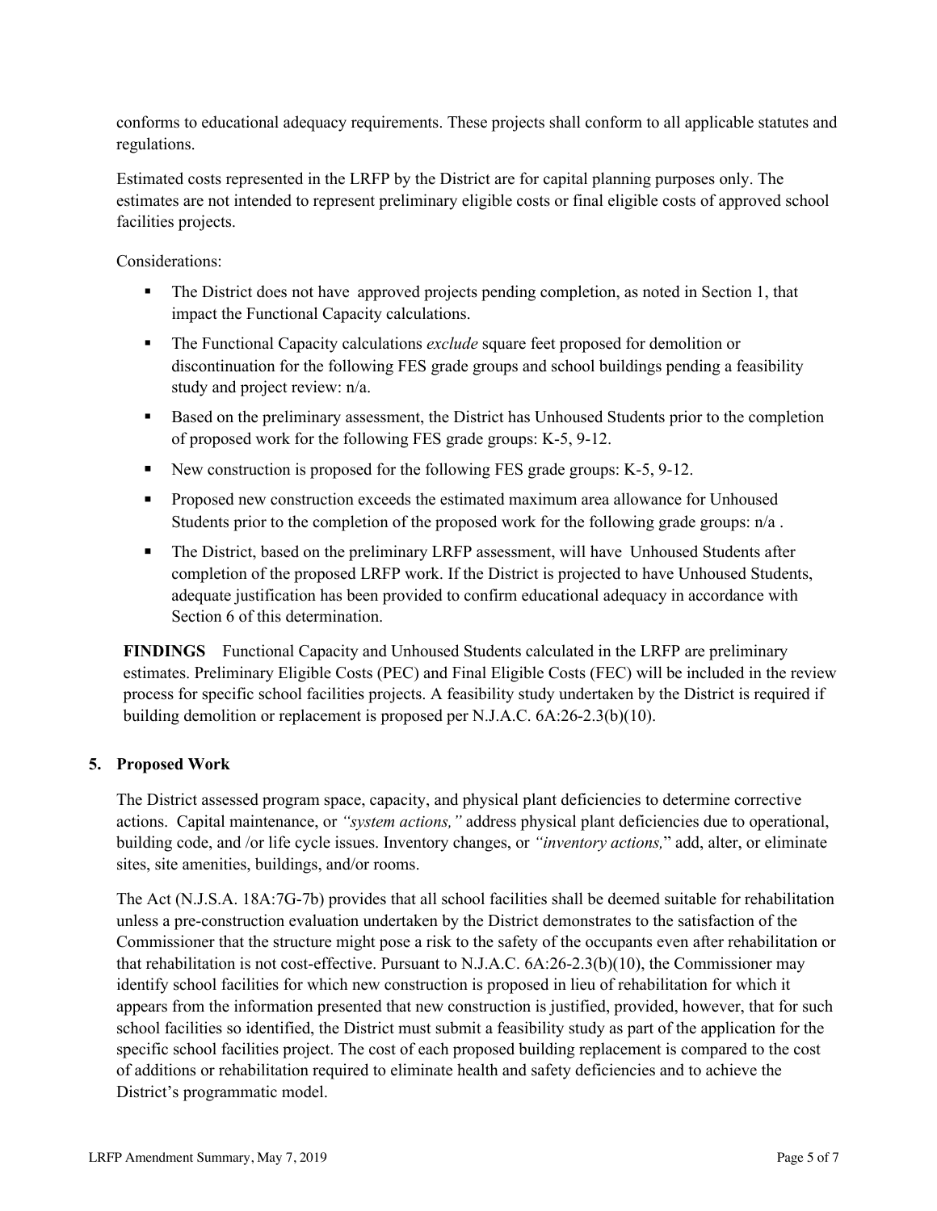conforms to educational adequacy requirements. These projects shall conform to all applicable statutes and regulations.

Estimated costs represented in the LRFP by the District are for capital planning purposes only. The estimates are not intended to represent preliminary eligible costs or final eligible costs of approved school facilities projects.

Considerations:

- The District does not have approved projects pending completion, as noted in Section 1, that impact the Functional Capacity calculations.
- The Functional Capacity calculations *exclude* square feet proposed for demolition or discontinuation for the following FES grade groups and school buildings pending a feasibility study and project review: n/a.
- Based on the preliminary assessment, the District has Unhoused Students prior to the completion of proposed work for the following FES grade groups: K-5, 9-12.
- New construction is proposed for the following FES grade groups: K-5, 9-12.
- Proposed new construction exceeds the estimated maximum area allowance for Unhoused Students prior to the completion of the proposed work for the following grade groups: n/a .
- The District, based on the preliminary LRFP assessment, will have Unhoused Students after completion of the proposed LRFP work. If the District is projected to have Unhoused Students, adequate justification has been provided to confirm educational adequacy in accordance with Section 6 of this determination.

**FINDINGS** Functional Capacity and Unhoused Students calculated in the LRFP are preliminary estimates. Preliminary Eligible Costs (PEC) and Final Eligible Costs (FEC) will be included in the review process for specific school facilities projects. A feasibility study undertaken by the District is required if building demolition or replacement is proposed per N.J.A.C. 6A:26-2.3(b)(10).

## 5. Proposed Work

The District assessed program space, capacity, and physical plant deficiencies to determine corrective actions. Capital maintenance, or *"system actions,"* address physical plant deficiencies due to operational, building code, and /or life cycle issues. Inventory changes, or *"inventory actions,"* add, alter, or eliminate sites, site amenities, buildings, and/or rooms.

The Act (N.J.S.A. 18A:7G-7b) provides that all school facilities shall be deemed suitable for rehabilitation unless a pre-construction evaluation undertaken by the District demonstrates to the satisfaction of the Commissioner that the structure might pose a risk to the safety of the occupants even after rehabilitation or that rehabilitation is not cost-effective. Pursuant to N.J.A.C. 6A:26-2.3(b)(10), the Commissioner may identify school facilities for which new construction is proposed in lieu of rehabilitation for which it appears from the information presented that new construction is justified, provided, however, that for such school facilities so identified, the District must submit a feasibility study as part of the application for the specific school facilities project. The cost of each proposed building replacement is compared to the cost of additions or rehabilitation required to eliminate health and safety deficiencies and to achieve the District's programmatic model.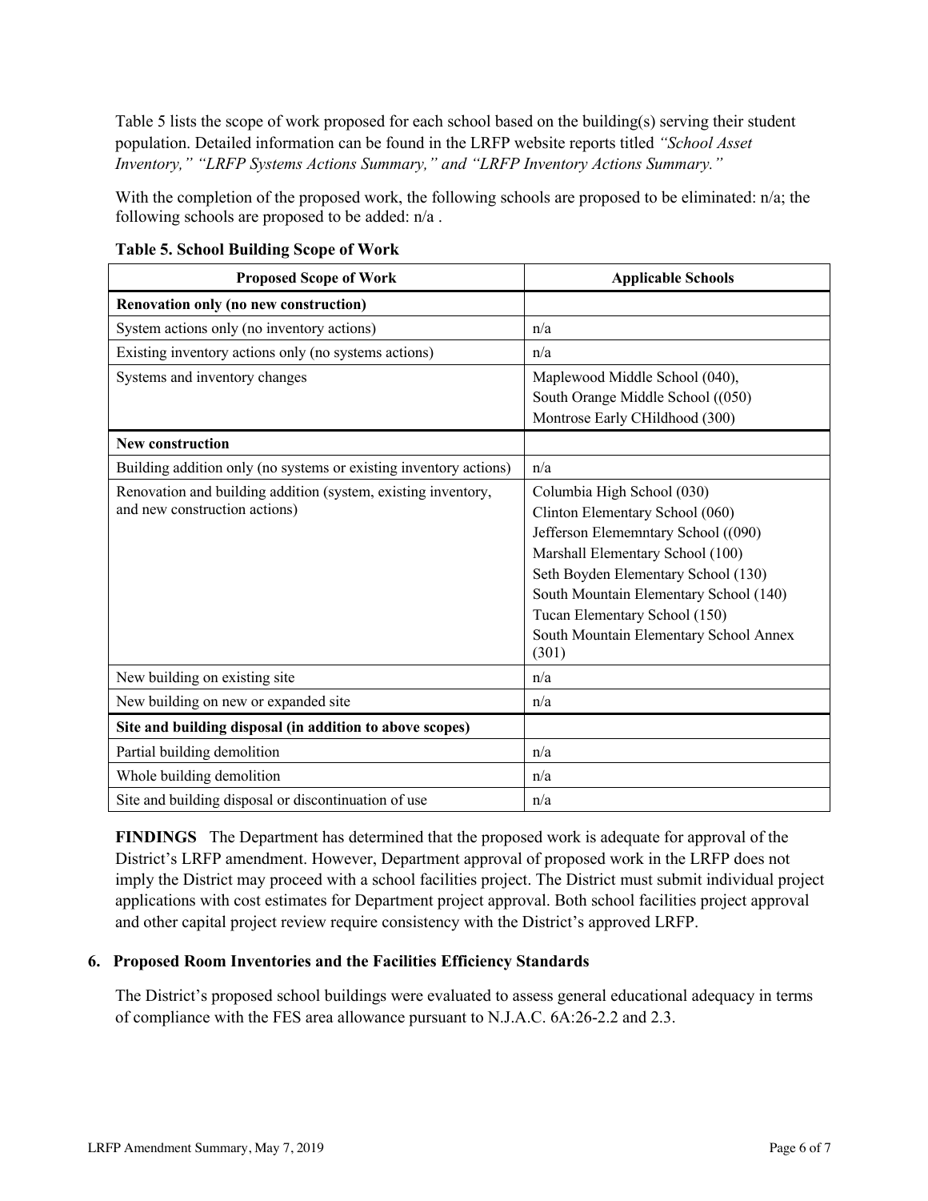Table 5 lists the scope of work proposed for each school based on the building(s) serving their student population. Detailed information can be found in the LRFP website reports titled *"School Asset Inventory," "LRFP Systems Actions Summary," and "LRFP Inventory Actions Summary."*

With the completion of the proposed work, the following schools are proposed to be eliminated: n/a; the following schools are proposed to be added: n/a .

**Table 5. School Building Scope of Work**

| Proposed Scope of Work | Applicable Schools |
|---|---|
| **Renovation only (no new construction)** | |
| System actions only (no inventory actions) | n/a |
| Existing inventory actions only (no systems actions) | n/a |
| Systems and inventory changes | Maplewood Middle School (040),<br>South Orange Middle School ((050)<br>Montrose Early CHildhood (300) |
| **New construction** | |
| Building addition only (no systems or existing inventory actions) | n/a |
| Renovation and building addition (system, existing inventory, and new construction actions) | Columbia High School (030)<br>Clinton Elementary School (060)<br>Jefferson Elememntary School ((090)<br>Marshall Elementary School (100)<br>Seth Boyden Elementary School (130)<br>South Mountain Elementary School (140)<br>Tucan Elementary School (150)<br>South Mountain Elementary School Annex (301) |
| New building on existing site | n/a |
| New building on new or expanded site | n/a |
| **Site and building disposal (in addition to above scopes)** | |
| Partial building demolition | n/a |
| Whole building demolition | n/a |
| Site and building disposal or discontinuation of use | n/a |

**FINDINGS** The Department has determined that the proposed work is adequate for approval of the District's LRFP amendment. However, Department approval of proposed work in the LRFP does not imply the District may proceed with a school facilities project. The District must submit individual project applications with cost estimates for Department project approval. Both school facilities project approval and other capital project review require consistency with the District's approved LRFP.

### 6. Proposed Room Inventories and the Facilities Efficiency Standards

The District's proposed school buildings were evaluated to assess general educational adequacy in terms of compliance with the FES area allowance pursuant to N.J.A.C. 6A:26-2.2 and 2.3.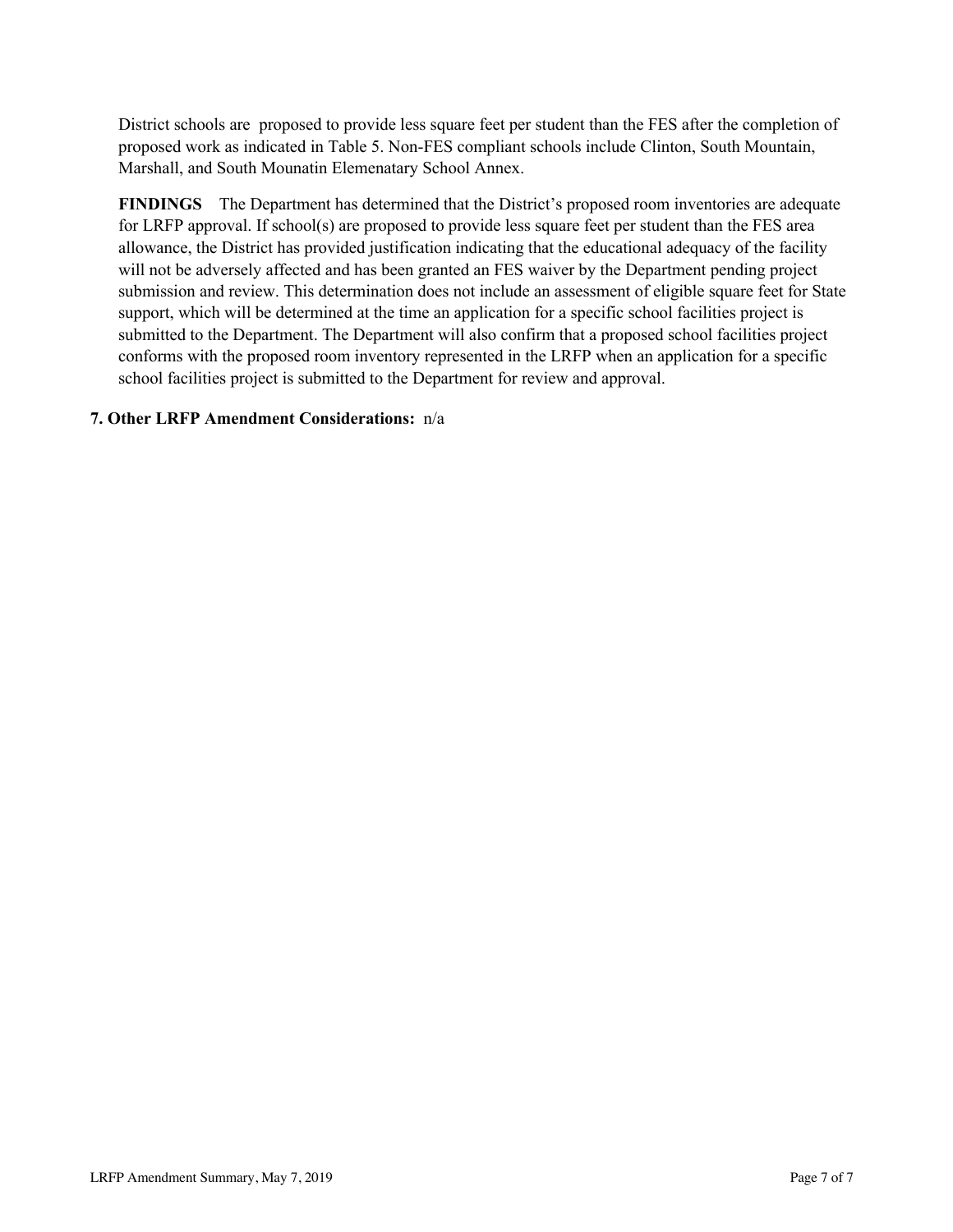District schools are  proposed to provide less square feet per student than the FES after the completion of proposed work as indicated in Table 5. Non-FES compliant schools include Clinton, South Mountain, Marshall, and South Mounatin Elemenatary School Annex.

**FINDINGS** The Department has determined that the District's proposed room inventories are adequate for LRFP approval. If school(s) are proposed to provide less square feet per student than the FES area allowance, the District has provided justification indicating that the educational adequacy of the facility will not be adversely affected and has been granted an FES waiver by the Department pending project submission and review. This determination does not include an assessment of eligible square feet for State support, which will be determined at the time an application for a specific school facilities project is submitted to the Department. The Department will also confirm that a proposed school facilities project conforms with the proposed room inventory represented in the LRFP when an application for a specific school facilities project is submitted to the Department for review and approval.

**7. Other LRFP Amendment Considerations:** n/a